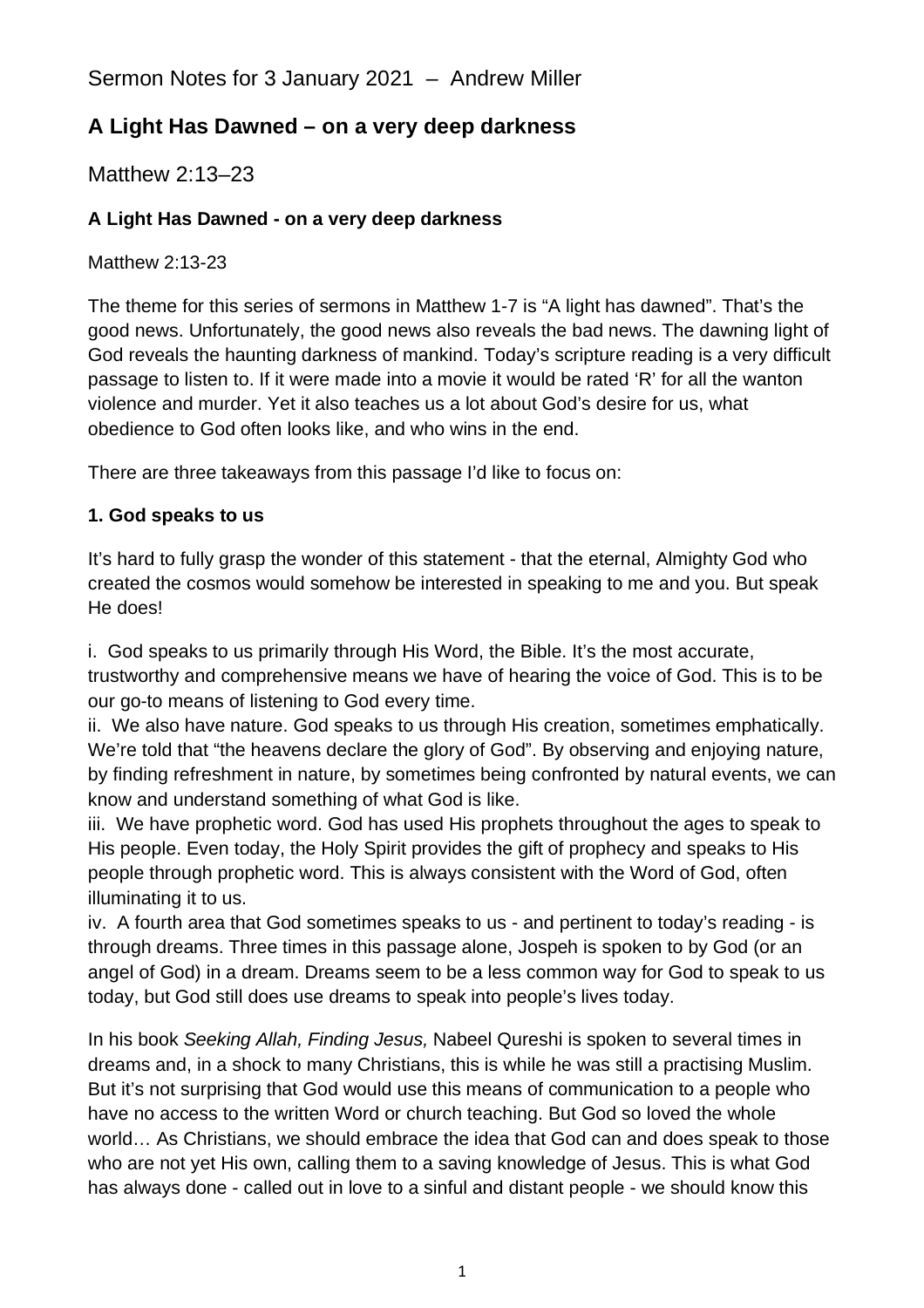Sermon Notes for 3 January 2021 – Andrew Miller

# A Light Has Dawned – on a very deep darkness

Matthew 2:13–23

**A Light Has Dawned - on a very deep darkness**

Matthew 2:13-23

The theme for this series of sermons in Matthew 1-7 is "A light has dawned". That's the good news. Unfortunately, the good news also reveals the bad news. The dawning light of God reveals the haunting darkness of mankind. Today's scripture reading is a very difficult passage to listen to. If it were made into a movie it would be rated 'R' for all the wanton violence and murder. Yet it also teaches us a lot about God's desire for us, what obedience to God often looks like, and who wins in the end.

There are three takeaways from this passage I'd like to focus on:

**1. God speaks to us**

It's hard to fully grasp the wonder of this statement - that the eternal, Almighty God who created the cosmos would somehow be interested in speaking to me and you. But speak He does!

i. God speaks to us primarily through His Word, the Bible. It's the most accurate, trustworthy and comprehensive means we have of hearing the voice of God. This is to be our go-to means of listening to God every time.
ii. We also have nature. God speaks to us through His creation, sometimes emphatically. We're told that "the heavens declare the glory of God". By observing and enjoying nature, by finding refreshment in nature, by sometimes being confronted by natural events, we can know and understand something of what God is like.
iii. We have prophetic word. God has used His prophets throughout the ages to speak to His people. Even today, the Holy Spirit provides the gift of prophecy and speaks to His people through prophetic word. This is always consistent with the Word of God, often illuminating it to us.
iv. A fourth area that God sometimes speaks to us - and pertinent to today's reading - is through dreams. Three times in this passage alone, Jospeh is spoken to by God (or an angel of God) in a dream. Dreams seem to be a less common way for God to speak to us today, but God still does use dreams to speak into people's lives today.

In his book *Seeking Allah, Finding Jesus,* Nabeel Qureshi is spoken to several times in dreams and, in a shock to many Christians, this is while he was still a practising Muslim. But it's not surprising that God would use this means of communication to a people who have no access to the written Word or church teaching. But God so loved the whole world… As Christians, we should embrace the idea that God can and does speak to those who are not yet His own, calling them to a saving knowledge of Jesus. This is what God has always done - called out in love to a sinful and distant people - we should know this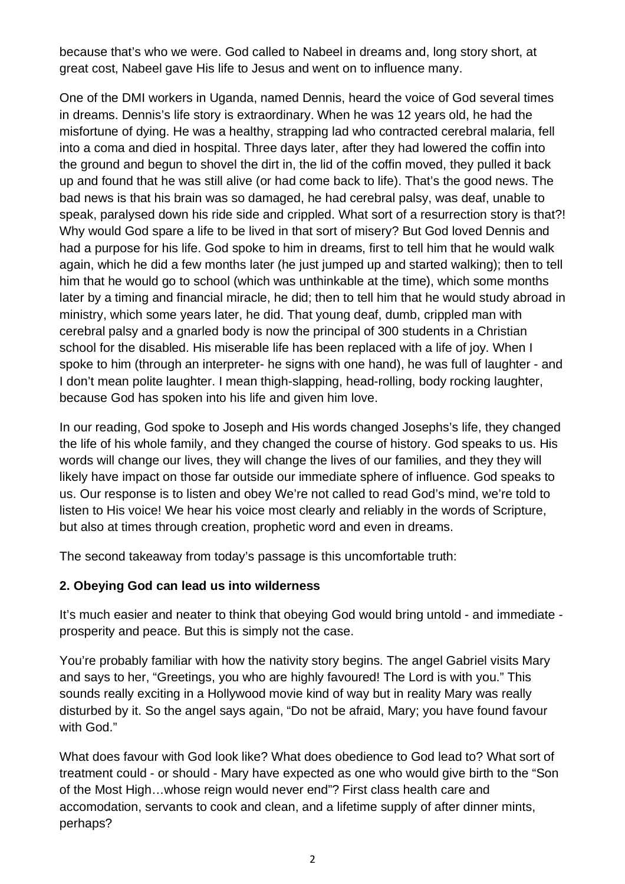because that's who we were. God called to Nabeel in dreams and, long story short, at great cost, Nabeel gave His life to Jesus and went on to influence many.

One of the DMI workers in Uganda, named Dennis, heard the voice of God several times in dreams. Dennis's life story is extraordinary. When he was 12 years old, he had the misfortune of dying. He was a healthy, strapping lad who contracted cerebral malaria, fell into a coma and died in hospital. Three days later, after they had lowered the coffin into the ground and begun to shovel the dirt in, the lid of the coffin moved, they pulled it back up and found that he was still alive (or had come back to life). That's the good news. The bad news is that his brain was so damaged, he had cerebral palsy, was deaf, unable to speak, paralysed down his ride side and crippled. What sort of a resurrection story is that?! Why would God spare a life to be lived in that sort of misery? But God loved Dennis and had a purpose for his life. God spoke to him in dreams, first to tell him that he would walk again, which he did a few months later (he just jumped up and started walking); then to tell him that he would go to school (which was unthinkable at the time), which some months later by a timing and financial miracle, he did; then to tell him that he would study abroad in ministry, which some years later, he did. That young deaf, dumb, crippled man with cerebral palsy and a gnarled body is now the principal of 300 students in a Christian school for the disabled. His miserable life has been replaced with a life of joy. When I spoke to him (through an interpreter- he signs with one hand), he was full of laughter - and I don't mean polite laughter. I mean thigh-slapping, head-rolling, body rocking laughter, because God has spoken into his life and given him love.

In our reading, God spoke to Joseph and His words changed Josephs's life, they changed the life of his whole family, and they changed the course of history. God speaks to us. His words will change our lives, they will change the lives of our families, and they they will likely have impact on those far outside our immediate sphere of influence. God speaks to us. Our response is to listen and obey We're not called to read God's mind, we're told to listen to His voice! We hear his voice most clearly and reliably in the words of Scripture, but also at times through creation, prophetic word and even in dreams.

The second takeaway from today's passage is this uncomfortable truth:

**2. Obeying God can lead us into wilderness**

It's much easier and neater to think that obeying God would bring untold - and immediate - prosperity and peace. But this is simply not the case.

You're probably familiar with how the nativity story begins. The angel Gabriel visits Mary and says to her, "Greetings, you who are highly favoured! The Lord is with you." This sounds really exciting in a Hollywood movie kind of way but in reality Mary was really disturbed by it. So the angel says again, "Do not be afraid, Mary; you have found favour with God."

What does favour with God look like? What does obedience to God lead to? What sort of treatment could - or should - Mary have expected as one who would give birth to the "Son of the Most High…whose reign would never end"? First class health care and accomodation, servants to cook and clean, and a lifetime supply of after dinner mints, perhaps?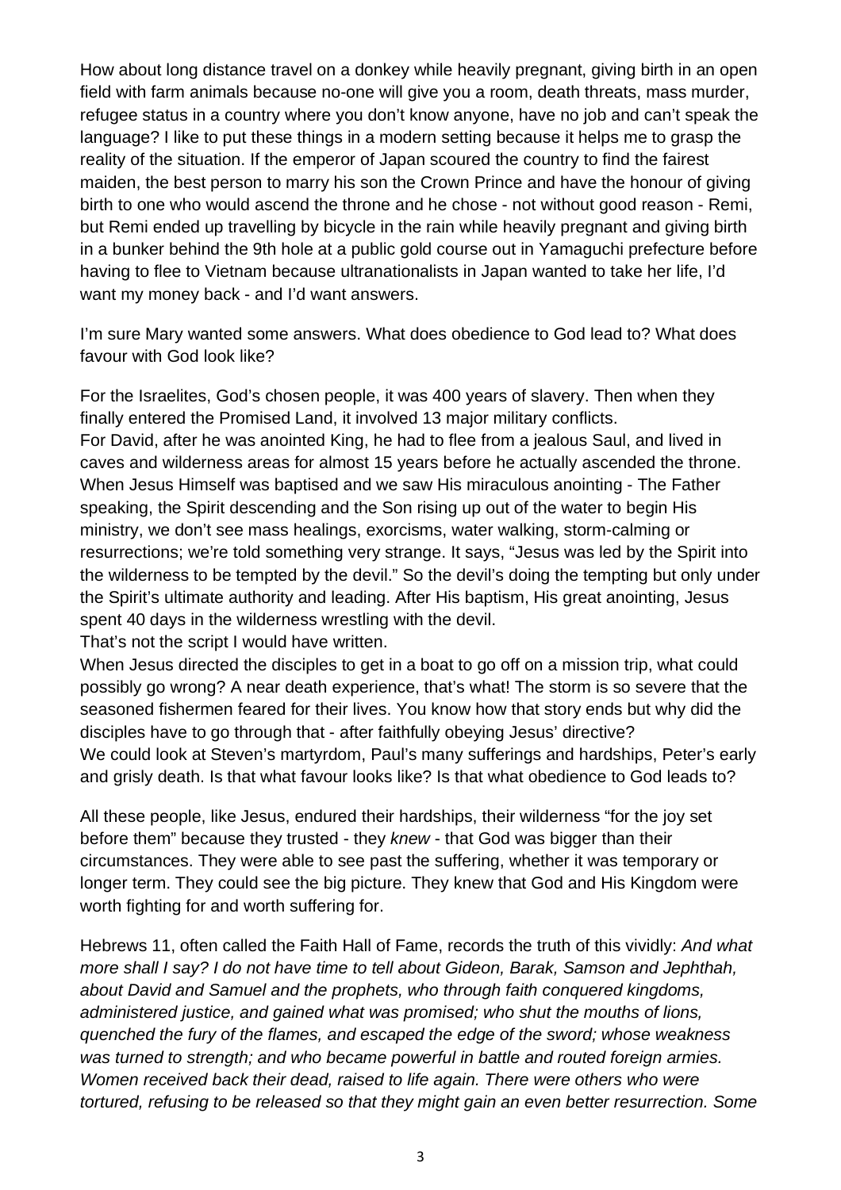How about long distance travel on a donkey while heavily pregnant, giving birth in an open field with farm animals because no-one will give you a room, death threats, mass murder, refugee status in a country where you don't know anyone, have no job and can't speak the language? I like to put these things in a modern setting because it helps me to grasp the reality of the situation. If the emperor of Japan scoured the country to find the fairest maiden, the best person to marry his son the Crown Prince and have the honour of giving birth to one who would ascend the throne and he chose - not without good reason - Remi, but Remi ended up travelling by bicycle in the rain while heavily pregnant and giving birth in a bunker behind the 9th hole at a public gold course out in Yamaguchi prefecture before having to flee to Vietnam because ultranationalists in Japan wanted to take her life, I'd want my money back - and I'd want answers.

I'm sure Mary wanted some answers. What does obedience to God lead to? What does favour with God look like?

For the Israelites, God's chosen people, it was 400 years of slavery. Then when they finally entered the Promised Land, it involved 13 major military conflicts.
For David, after he was anointed King, he had to flee from a jealous Saul, and lived in caves and wilderness areas for almost 15 years before he actually ascended the throne.
When Jesus Himself was baptised and we saw His miraculous anointing - The Father speaking, the Spirit descending and the Son rising up out of the water to begin His ministry, we don't see mass healings, exorcisms, water walking, storm-calming or resurrections; we're told something very strange. It says, "Jesus was led by the Spirit into the wilderness to be tempted by the devil." So the devil's doing the tempting but only under the Spirit's ultimate authority and leading. After His baptism, His great anointing, Jesus spent 40 days in the wilderness wrestling with the devil.
That's not the script I would have written.
When Jesus directed the disciples to get in a boat to go off on a mission trip, what could possibly go wrong? A near death experience, that's what! The storm is so severe that the seasoned fishermen feared for their lives. You know how that story ends but why did the disciples have to go through that - after faithfully obeying Jesus' directive?
We could look at Steven's martyrdom, Paul's many sufferings and hardships, Peter's early and grisly death. Is that what favour looks like? Is that what obedience to God leads to?

All these people, like Jesus, endured their hardships, their wilderness "for the joy set before them" because they trusted - they *knew* - that God was bigger than their circumstances. They were able to see past the suffering, whether it was temporary or longer term. They could see the big picture. They knew that God and His Kingdom were worth fighting for and worth suffering for.

Hebrews 11, often called the Faith Hall of Fame, records the truth of this vividly: *And what more shall I say? I do not have time to tell about Gideon, Barak, Samson and Jephthah, about David and Samuel and the prophets, who through faith conquered kingdoms, administered justice, and gained what was promised; who shut the mouths of lions, quenched the fury of the flames, and escaped the edge of the sword; whose weakness was turned to strength; and who became powerful in battle and routed foreign armies. Women received back their dead, raised to life again. There were others who were tortured, refusing to be released so that they might gain an even better resurrection. Some*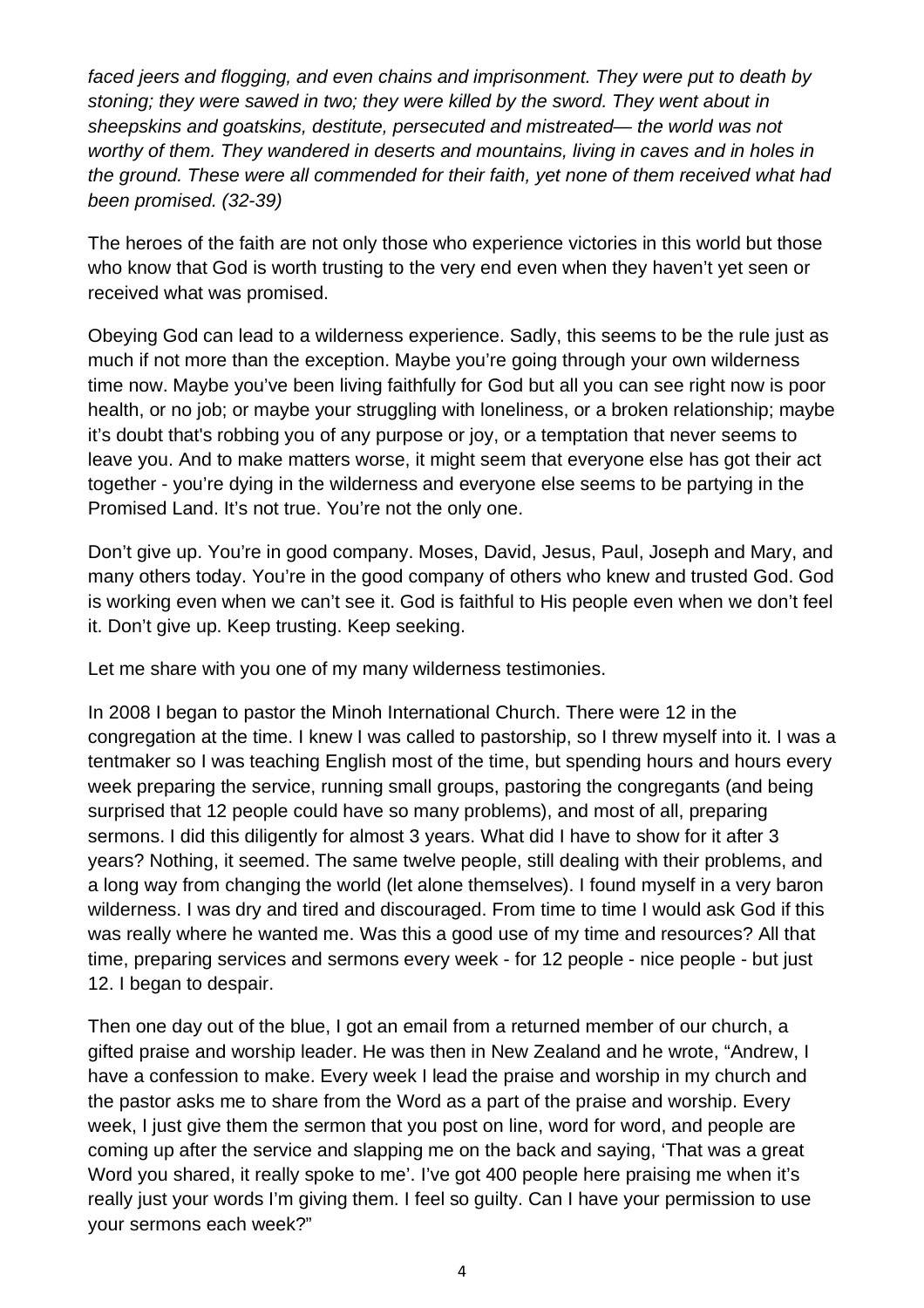*faced jeers and flogging, and even chains and imprisonment. They were put to death by stoning; they were sawed in two; they were killed by the sword. They went about in sheepskins and goatskins, destitute, persecuted and mistreated— the world was not worthy of them. They wandered in deserts and mountains, living in caves and in holes in the ground. These were all commended for their faith, yet none of them received what had been promised. (32-39)*

The heroes of the faith are not only those who experience victories in this world but those who know that God is worth trusting to the very end even when they haven't yet seen or received what was promised.

Obeying God can lead to a wilderness experience. Sadly, this seems to be the rule just as much if not more than the exception. Maybe you're going through your own wilderness time now. Maybe you've been living faithfully for God but all you can see right now is poor health, or no job; or maybe your struggling with loneliness, or a broken relationship; maybe it's doubt that's robbing you of any purpose or joy, or a temptation that never seems to leave you. And to make matters worse, it might seem that everyone else has got their act together - you're dying in the wilderness and everyone else seems to be partying in the Promised Land. It's not true. You're not the only one.

Don't give up. You're in good company. Moses, David, Jesus, Paul, Joseph and Mary, and many others today. You're in the good company of others who knew and trusted God. God is working even when we can't see it. God is faithful to His people even when we don't feel it. Don't give up. Keep trusting. Keep seeking.

Let me share with you one of my many wilderness testimonies.

In 2008 I began to pastor the Minoh International Church. There were 12 in the congregation at the time. I knew I was called to pastorship, so I threw myself into it. I was a tentmaker so I was teaching English most of the time, but spending hours and hours every week preparing the service, running small groups, pastoring the congregants (and being surprised that 12 people could have so many problems), and most of all, preparing sermons. I did this diligently for almost 3 years. What did I have to show for it after 3 years? Nothing, it seemed. The same twelve people, still dealing with their problems, and a long way from changing the world (let alone themselves). I found myself in a very baron wilderness. I was dry and tired and discouraged. From time to time I would ask God if this was really where he wanted me. Was this a good use of my time and resources? All that time, preparing services and sermons every week - for 12 people - nice people - but just 12. I began to despair.

Then one day out of the blue, I got an email from a returned member of our church, a gifted praise and worship leader. He was then in New Zealand and he wrote, "Andrew, I have a confession to make. Every week I lead the praise and worship in my church and the pastor asks me to share from the Word as a part of the praise and worship. Every week, I just give them the sermon that you post on line, word for word, and people are coming up after the service and slapping me on the back and saying, 'That was a great Word you shared, it really spoke to me'. I've got 400 people here praising me when it's really just your words I'm giving them. I feel so guilty. Can I have your permission to use your sermons each week?"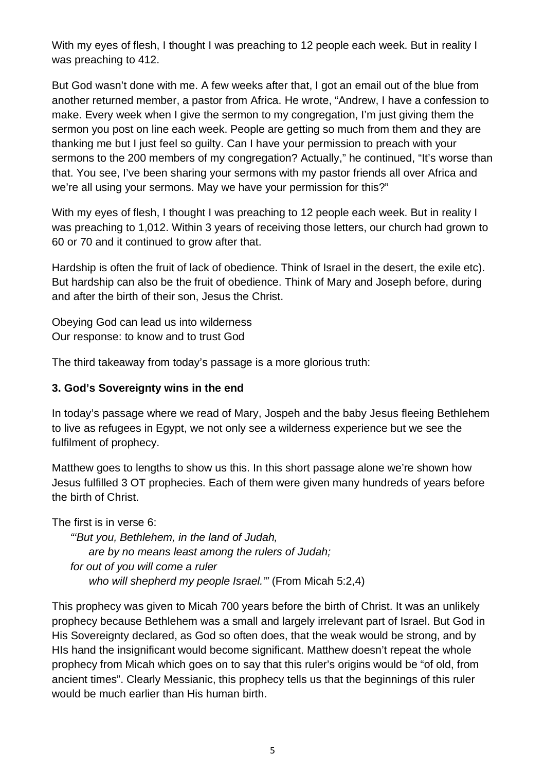With my eyes of flesh, I thought I was preaching to 12 people each week. But in reality I was preaching to 412.

But God wasn't done with me. A few weeks after that, I got an email out of the blue from another returned member, a pastor from Africa. He wrote, "Andrew, I have a confession to make. Every week when I give the sermon to my congregation, I'm just giving them the sermon you post on line each week. People are getting so much from them and they are thanking me but I just feel so guilty. Can I have your permission to preach with your sermons to the 200 members of my congregation? Actually," he continued, "It's worse than that. You see, I've been sharing your sermons with my pastor friends all over Africa and we're all using your sermons. May we have your permission for this?"

With my eyes of flesh, I thought I was preaching to 12 people each week. But in reality I was preaching to 1,012. Within 3 years of receiving those letters, our church had grown to 60 or 70 and it continued to grow after that.

Hardship is often the fruit of lack of obedience. Think of Israel in the desert, the exile etc). But hardship can also be the fruit of obedience. Think of Mary and Joseph before, during and after the birth of their son, Jesus the Christ.

Obeying God can lead us into wilderness
Our response: to know and to trust God

The third takeaway from today's passage is a more glorious truth:

**3. God's Sovereignty wins in the end**

In today's passage where we read of Mary, Jospeph and the baby Jesus fleeing Bethlehem to live as refugees in Egypt, we not only see a wilderness experience but we see the fulfilment of prophecy.

Matthew goes to lengths to show us this. In this short passage alone we're shown how Jesus fulfilled 3 OT prophecies. Each of them were given many hundreds of years before the birth of Christ.

The first is in verse 6:

*"'But you, Bethlehem, in the land of Judah,*
*are by no means least among the rulers of Judah;*
*for out of you will come a ruler*
*who will shepherd my people Israel.'"* (From Micah 5:2,4)

This prophecy was given to Micah 700 years before the birth of Christ. It was an unlikely prophecy because Bethlehem was a small and largely irrelevant part of Israel. But God in His Sovereignty declared, as God so often does, that the weak would be strong, and by HIs hand the insignificant would become significant. Matthew doesn't repeat the whole prophecy from Micah which goes on to say that this ruler's origins would be "of old, from ancient times". Clearly Messianic, this prophecy tells us that the beginnings of this ruler would be much earlier than His human birth.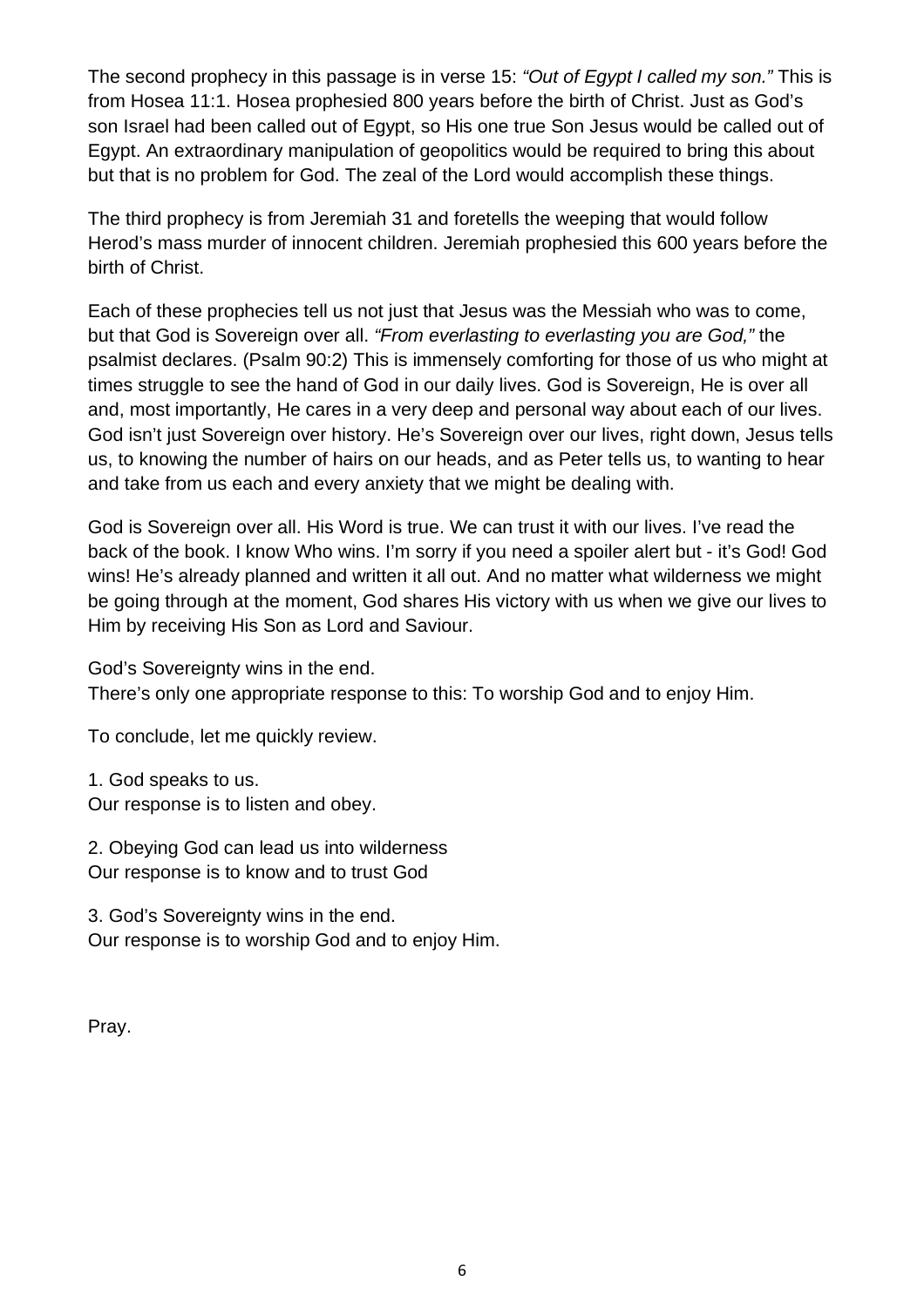The second prophecy in this passage is in verse 15: *"Out of Egypt I called my son."* This is from Hosea 11:1. Hosea prophesied 800 years before the birth of Christ. Just as God's son Israel had been called out of Egypt, so His one true Son Jesus would be called out of Egypt. An extraordinary manipulation of geopolitics would be required to bring this about but that is no problem for God. The zeal of the Lord would accomplish these things.

The third prophecy is from Jeremiah 31 and foretells the weeping that would follow Herod's mass murder of innocent children. Jeremiah prophesied this 600 years before the birth of Christ.

Each of these prophecies tell us not just that Jesus was the Messiah who was to come, but that God is Sovereign over all. *"From everlasting to everlasting you are God,"* the psalmist declares. (Psalm 90:2) This is immensely comforting for those of us who might at times struggle to see the hand of God in our daily lives. God is Sovereign, He is over all and, most importantly, He cares in a very deep and personal way about each of our lives. God isn't just Sovereign over history. He's Sovereign over our lives, right down, Jesus tells us, to knowing the number of hairs on our heads, and as Peter tells us, to wanting to hear and take from us each and every anxiety that we might be dealing with.

God is Sovereign over all. His Word is true. We can trust it with our lives. I've read the back of the book. I know Who wins. I'm sorry if you need a spoiler alert but - it's God! God wins! He's already planned and written it all out. And no matter what wilderness we might be going through at the moment, God shares His victory with us when we give our lives to Him by receiving His Son as Lord and Saviour.

God's Sovereignty wins in the end.
There's only one appropriate response to this: To worship God and to enjoy Him.

To conclude, let me quickly review.

1. God speaks to us.
Our response is to listen and obey.

2. Obeying God can lead us into wilderness
Our response is to know and to trust God

3. God's Sovereignty wins in the end.
Our response is to worship God and to enjoy Him.

Pray.